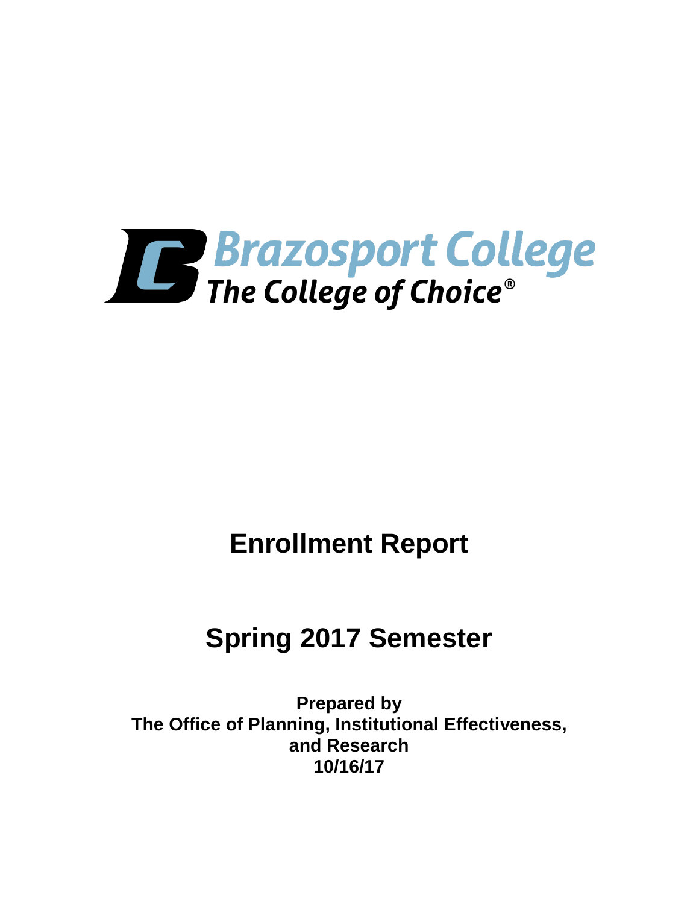Brazosport College

The College of Choice®

# Enrollment Report

# Spring 2017 Semester

**Prepared by**
**The Office of Planning, Institutional Effectiveness,**
**and Research**
**10/16/17**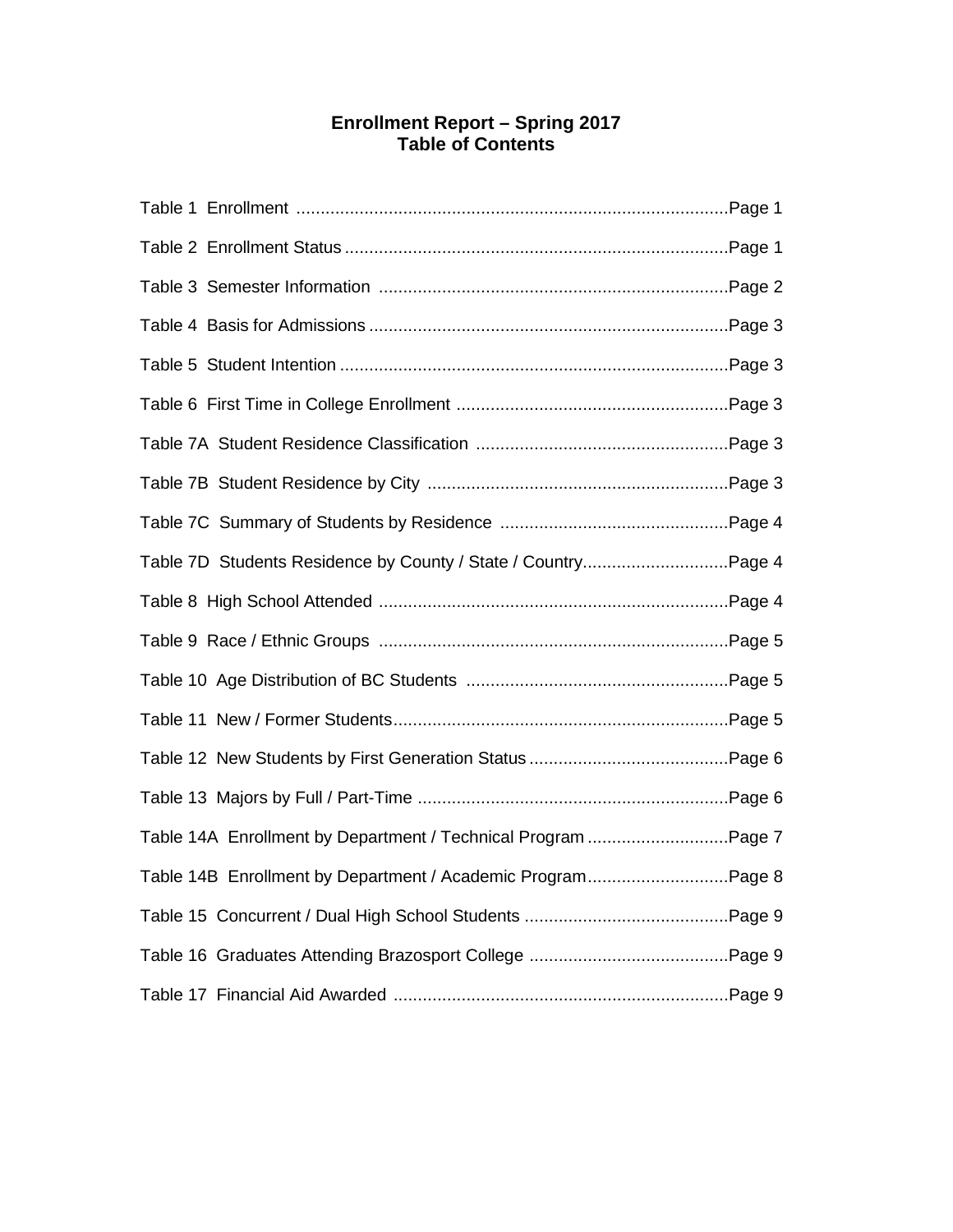# Enrollment Report – Spring 2017
## Table of Contents

| Table | Page |
|---|---|
| Table 1  Enrollment | Page 1 |
| Table 2  Enrollment Status | Page 1 |
| Table 3  Semester Information | Page 2 |
| Table 4  Basis for Admissions | Page 3 |
| Table 5  Student Intention | Page 3 |
| Table 6  First Time in College Enrollment | Page 3 |
| Table 7A  Student Residence Classification | Page 3 |
| Table 7B  Student Residence by City | Page 3 |
| Table 7C  Summary of Students by Residence | Page 4 |
| Table 7D  Students Residence by County / State / Country | Page 4 |
| Table 8  High School Attended | Page 4 |
| Table 9  Race / Ethnic Groups | Page 5 |
| Table 10  Age Distribution of BC Students | Page 5 |
| Table 11  New / Former Students | Page 5 |
| Table 12  New Students by First Generation Status | Page 6 |
| Table 13  Majors by Full / Part-Time | Page 6 |
| Table 14A  Enrollment by Department / Technical Program | Page 7 |
| Table 14B  Enrollment by Department / Academic Program | Page 8 |
| Table 15  Concurrent / Dual High School Students | Page 9 |
| Table 16  Graduates Attending Brazosport College | Page 9 |
| Table 17  Financial Aid Awarded | Page 9 |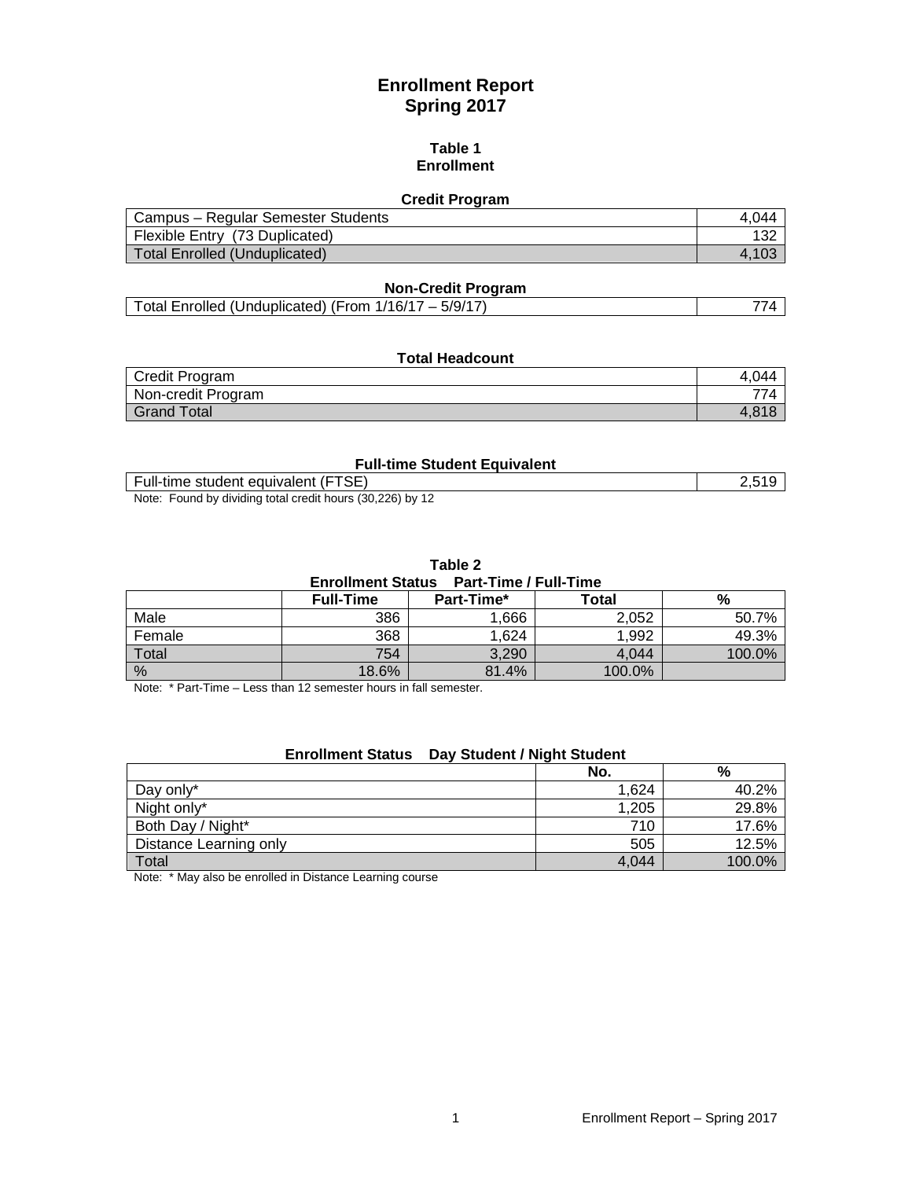# Enrollment Report
# Spring 2017

## Table 1
## Enrollment

### Credit Program

| | |
|---|---|
| Campus – Regular Semester Students | 4,044 |
| Flexible Entry (73 Duplicated) | 132 |
| Total Enrolled (Unduplicated) | 4,103 |

### Non-Credit Program

| | |
|---|---|
| Total Enrolled (Unduplicated) (From 1/16/17 – 5/9/17) | 774 |

### Total Headcount

| | |
|---|---|
| Credit Program | 4,044 |
| Non-credit Program | 774 |
| Grand Total | 4,818 |

### Full-time Student Equivalent

| | |
|---|---|
| Full-time student equivalent (FTSE) | 2,519 |

Note: Found by dividing total credit hours (30,226) by 12

## Table 2
### Enrollment Status Part-Time / Full-Time

| | Full-Time | Part-Time* | Total | % |
|---|---|---|---|---|
| Male | 386 | 1,666 | 2,052 | 50.7% |
| Female | 368 | 1,624 | 1,992 | 49.3% |
| Total | 754 | 3,290 | 4,044 | 100.0% |
| % | 18.6% | 81.4% | 100.0% | |

Note: * Part-Time – Less than 12 semester hours in fall semester.

### Enrollment Status Day Student / Night Student

| | No. | % |
|---|---|---|
| Day only* | 1,624 | 40.2% |
| Night only* | 1,205 | 29.8% |
| Both Day / Night* | 710 | 17.6% |
| Distance Learning only | 505 | 12.5% |
| Total | 4,044 | 100.0% |

Note: * May also be enrolled in Distance Learning course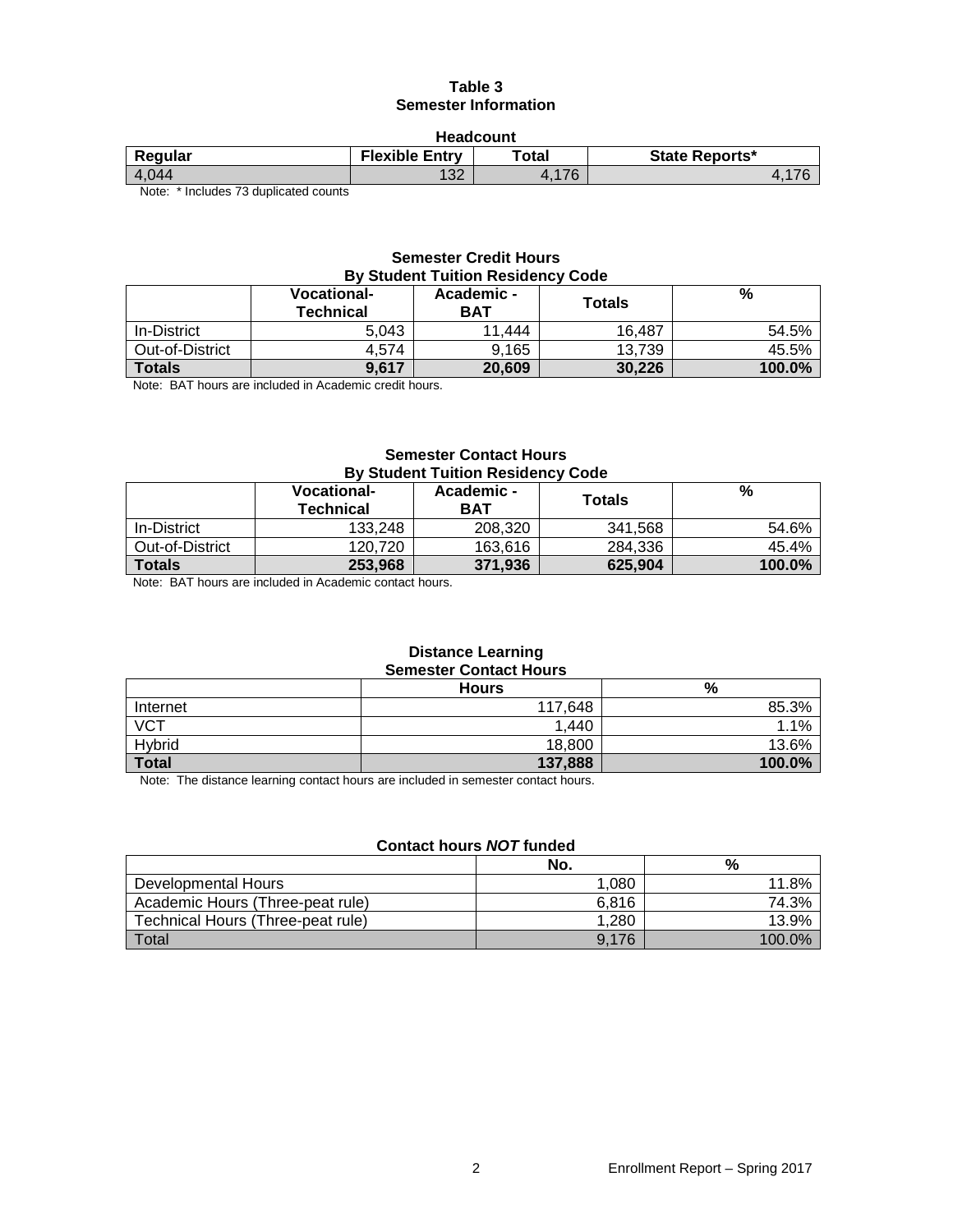# Table 3
## Semester Information

### Headcount

| Regular | Flexible Entry | Total | State Reports* |
|---|---|---|---|
| 4,044 | 132 | 4,176 | 4,176 |

Note: * Includes 73 duplicated counts

### Semester Credit Hours
### By Student Tuition Residency Code

| | Vocational-Technical | Academic - BAT | Totals | % |
|---|---|---|---|---|
| In-District | 5,043 | 11,444 | 16,487 | 54.5% |
| Out-of-District | 4,574 | 9,165 | 13,739 | 45.5% |
| **Totals** | **9,617** | **20,609** | **30,226** | **100.0%** |

Note: BAT hours are included in Academic credit hours.

### Semester Contact Hours
### By Student Tuition Residency Code

| | Vocational-Technical | Academic - BAT | Totals | % |
|---|---|---|---|---|
| In-District | 133,248 | 208,320 | 341,568 | 54.6% |
| Out-of-District | 120,720 | 163,616 | 284,336 | 45.4% |
| **Totals** | **253,968** | **371,936** | **625,904** | **100.0%** |

Note: BAT hours are included in Academic contact hours.

### Distance Learning
### Semester Contact Hours

| | Hours | % |
|---|---|---|
| Internet | 117,648 | 85.3% |
| VCT | 1,440 | 1.1% |
| Hybrid | 18,800 | 13.6% |
| **Total** | **137,888** | **100.0%** |

Note: The distance learning contact hours are included in semester contact hours.

### Contact hours *NOT* funded

| | No. | % |
|---|---|---|
| Developmental Hours | 1,080 | 11.8% |
| Academic Hours (Three-peat rule) | 6,816 | 74.3% |
| Technical Hours (Three-peat rule) | 1,280 | 13.9% |
| Total | 9,176 | 100.0% |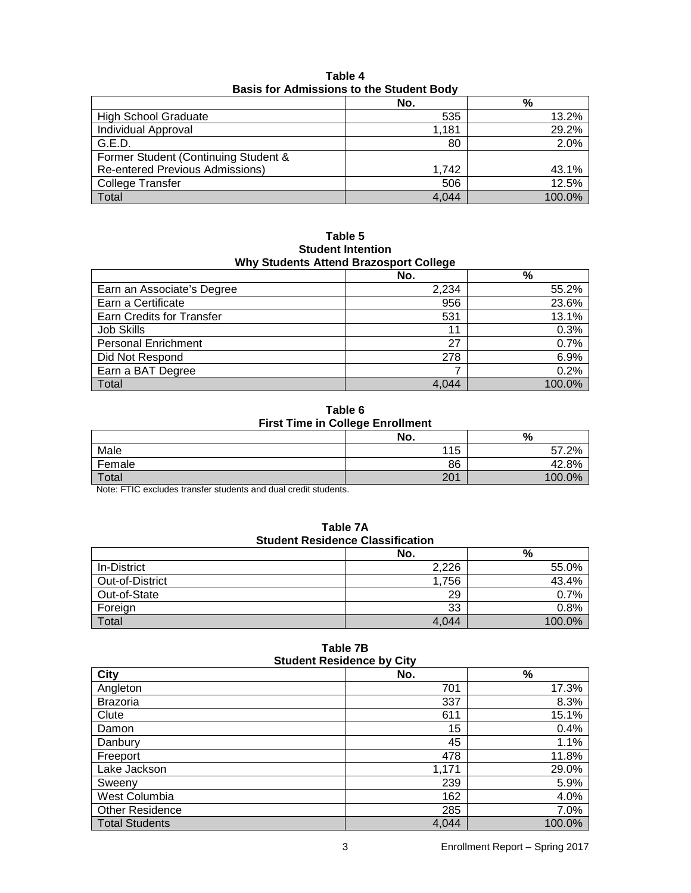**Table 4**
**Basis for Admissions to the Student Body**

| | No. | % |
|---|---|---|
| High School Graduate | 535 | 13.2% |
| Individual Approval | 1,181 | 29.2% |
| G.E.D. | 80 | 2.0% |
| Former Student (Continuing Student & Re-entered Previous Admissions) | 1,742 | 43.1% |
| College Transfer | 506 | 12.5% |
| Total | 4,044 | 100.0% |

**Table 5**
**Student Intention**
**Why Students Attend Brazosport College**

| | No. | % |
|---|---|---|
| Earn an Associate's Degree | 2,234 | 55.2% |
| Earn a Certificate | 956 | 23.6% |
| Earn Credits for Transfer | 531 | 13.1% |
| Job Skills | 11 | 0.3% |
| Personal Enrichment | 27 | 0.7% |
| Did Not Respond | 278 | 6.9% |
| Earn a BAT Degree | 7 | 0.2% |
| Total | 4,044 | 100.0% |

**Table 6**
**First Time in College Enrollment**

| | No. | % |
|---|---|---|
| Male | 115 | 57.2% |
| Female | 86 | 42.8% |
| Total | 201 | 100.0% |

Note: FTIC excludes transfer students and dual credit students.

**Table 7A**
**Student Residence Classification**

| | No. | % |
|---|---|---|
| In-District | 2,226 | 55.0% |
| Out-of-District | 1,756 | 43.4% |
| Out-of-State | 29 | 0.7% |
| Foreign | 33 | 0.8% |
| Total | 4,044 | 100.0% |

**Table 7B**
**Student Residence by City**

| City | No. | % |
|---|---|---|
| Angleton | 701 | 17.3% |
| Brazoria | 337 | 8.3% |
| Clute | 611 | 15.1% |
| Damon | 15 | 0.4% |
| Danbury | 45 | 1.1% |
| Freeport | 478 | 11.8% |
| Lake Jackson | 1,171 | 29.0% |
| Sweeny | 239 | 5.9% |
| West Columbia | 162 | 4.0% |
| Other Residence | 285 | 7.0% |
| Total Students | 4,044 | 100.0% |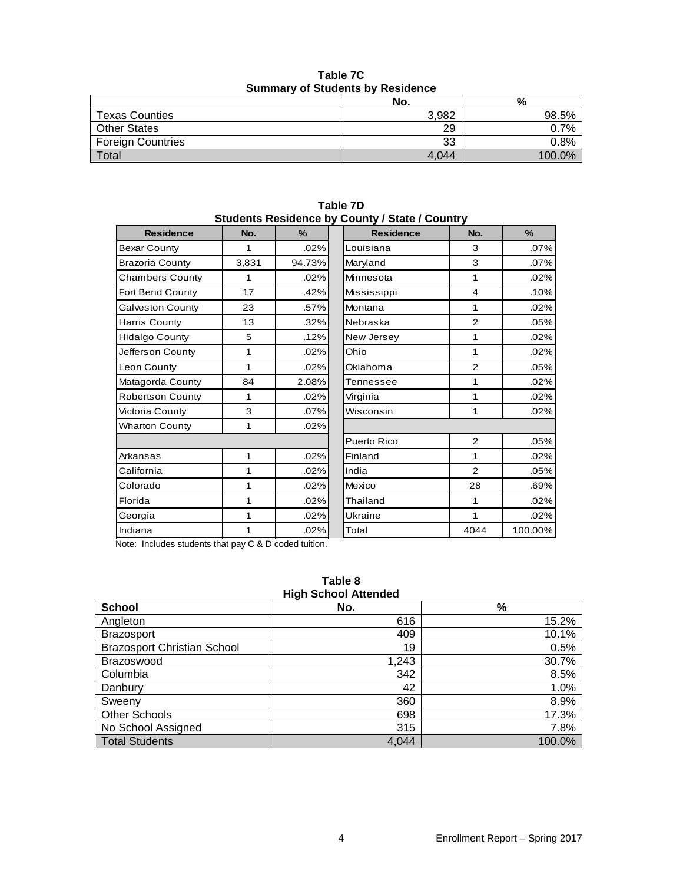**Table 7C**
**Summary of Students by Residence**

| | No. | % |
|---|---|---|
| Texas Counties | 3,982 | 98.5% |
| Other States | 29 | 0.7% |
| Foreign Countries | 33 | 0.8% |
| Total | 4,044 | 100.0% |

**Table 7D**
**Students Residence by County / State / Country**

| Residence | No. | % | Residence | No. | % |
|---|---|---|---|---|---|
| Bexar County | 1 | .02% | Louisiana | 3 | .07% |
| Brazoria County | 3,831 | 94.73% | Maryland | 3 | .07% |
| Chambers County | 1 | .02% | Minnesota | 1 | .02% |
| Fort Bend County | 17 | .42% | Mississippi | 4 | .10% |
| Galveston County | 23 | .57% | Montana | 1 | .02% |
| Harris County | 13 | .32% | Nebraska | 2 | .05% |
| Hidalgo County | 5 | .12% | New Jersey | 1 | .02% |
| Jefferson County | 1 | .02% | Ohio | 1 | .02% |
| Leon County | 1 | .02% | Oklahoma | 2 | .05% |
| Matagorda County | 84 | 2.08% | Tennessee | 1 | .02% |
| Robertson County | 1 | .02% | Virginia | 1 | .02% |
| Victoria County | 3 | .07% | Wisconsin | 1 | .02% |
| Wharton County | 1 | .02% | | | |
| | | | Puerto Rico | 2 | .05% |
| Arkansas | 1 | .02% | Finland | 1 | .02% |
| California | 1 | .02% | India | 2 | .05% |
| Colorado | 1 | .02% | Mexico | 28 | .69% |
| Florida | 1 | .02% | Thailand | 1 | .02% |
| Georgia | 1 | .02% | Ukraine | 1 | .02% |
| Indiana | 1 | .02% | Total | 4044 | 100.00% |

Note: Includes students that pay C & D coded tuition.

**Table 8**
**High School Attended**

| School | No. | % |
|---|---|---|
| Angleton | 616 | 15.2% |
| Brazosport | 409 | 10.1% |
| Brazosport Christian School | 19 | 0.5% |
| Brazoswood | 1,243 | 30.7% |
| Columbia | 342 | 8.5% |
| Danbury | 42 | 1.0% |
| Sweeny | 360 | 8.9% |
| Other Schools | 698 | 17.3% |
| No School Assigned | 315 | 7.8% |
| Total Students | 4,044 | 100.0% |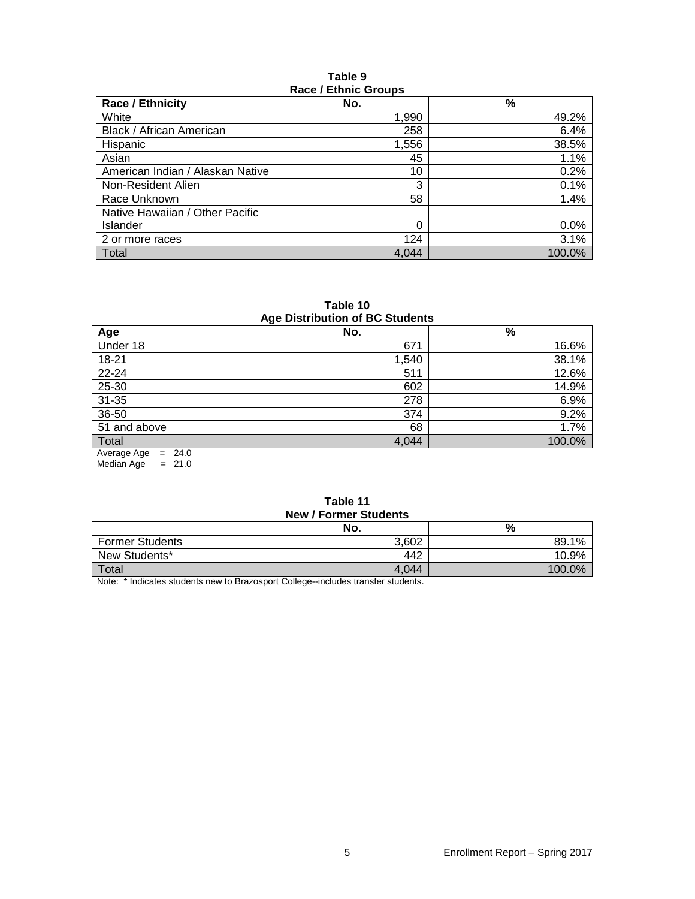**Table 9**
**Race / Ethnic Groups**

| Race / Ethnicity | No. | % |
|---|---|---|
| White | 1,990 | 49.2% |
| Black / African American | 258 | 6.4% |
| Hispanic | 1,556 | 38.5% |
| Asian | 45 | 1.1% |
| American Indian / Alaskan Native | 10 | 0.2% |
| Non-Resident Alien | 3 | 0.1% |
| Race Unknown | 58 | 1.4% |
| Native Hawaiian / Other Pacific Islander | 0 | 0.0% |
| 2 or more races | 124 | 3.1% |
| Total | 4,044 | 100.0% |

**Table 10**
**Age Distribution of BC Students**

| Age | No. | % |
|---|---|---|
| Under 18 | 671 | 16.6% |
| 18-21 | 1,540 | 38.1% |
| 22-24 | 511 | 12.6% |
| 25-30 | 602 | 14.9% |
| 31-35 | 278 | 6.9% |
| 36-50 | 374 | 9.2% |
| 51 and above | 68 | 1.7% |
| Total | 4,044 | 100.0% |

Average Age = 24.0
Median Age = 21.0

**Table 11**
**New / Former Students**

| | No. | % |
|---|---|---|
| Former Students | 3,602 | 89.1% |
| New Students* | 442 | 10.9% |
| Total | 4,044 | 100.0% |

Note: * Indicates students new to Brazosport College--includes transfer students.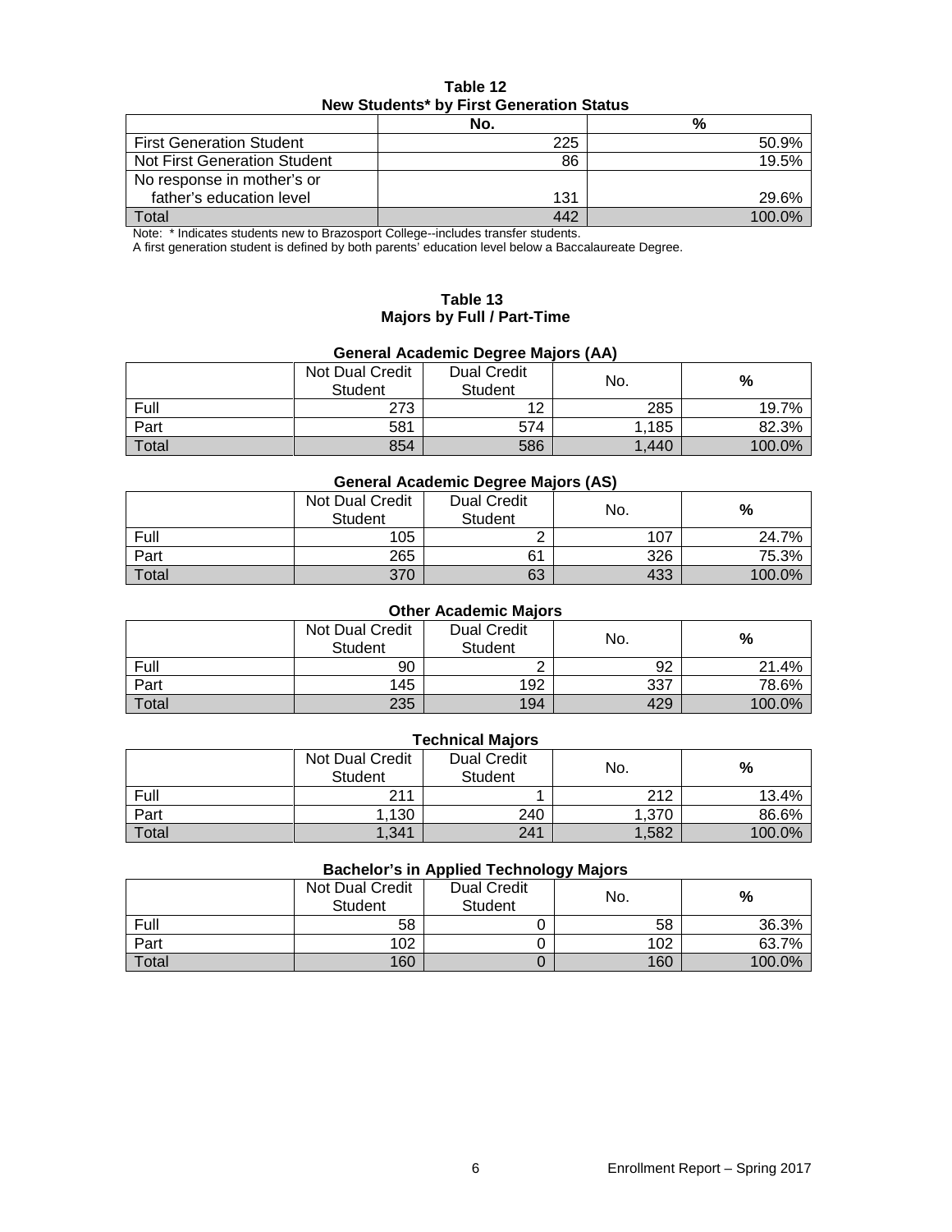**Table 12**
**New Students* by First Generation Status**

| | No. | % |
|---|---|---|
| First Generation Student | 225 | 50.9% |
| Not First Generation Student | 86 | 19.5% |
| No response in mother's or father's education level | 131 | 29.6% |
| Total | 442 | 100.0% |

Note: * Indicates students new to Brazosport College--includes transfer students.
A first generation student is defined by both parents' education level below a Baccalaureate Degree.

**Table 13**
**Majors by Full / Part-Time**

**General Academic Degree Majors (AA)**

| | Not Dual Credit Student | Dual Credit Student | No. | % |
|---|---|---|---|---|
| Full | 273 | 12 | 285 | 19.7% |
| Part | 581 | 574 | 1,185 | 82.3% |
| Total | 854 | 586 | 1,440 | 100.0% |

**General Academic Degree Majors (AS)**

| | Not Dual Credit Student | Dual Credit Student | No. | % |
|---|---|---|---|---|
| Full | 105 | 2 | 107 | 24.7% |
| Part | 265 | 61 | 326 | 75.3% |
| Total | 370 | 63 | 433 | 100.0% |

**Other Academic Majors**

| | Not Dual Credit Student | Dual Credit Student | No. | % |
|---|---|---|---|---|
| Full | 90 | 2 | 92 | 21.4% |
| Part | 145 | 192 | 337 | 78.6% |
| Total | 235 | 194 | 429 | 100.0% |

**Technical Majors**

| | Not Dual Credit Student | Dual Credit Student | No. | % |
|---|---|---|---|---|
| Full | 211 | 1 | 212 | 13.4% |
| Part | 1,130 | 240 | 1,370 | 86.6% |
| Total | 1,341 | 241 | 1,582 | 100.0% |

**Bachelor's in Applied Technology Majors**

| | Not Dual Credit Student | Dual Credit Student | No. | % |
|---|---|---|---|---|
| Full | 58 | 0 | 58 | 36.3% |
| Part | 102 | 0 | 102 | 63.7% |
| Total | 160 | 0 | 160 | 100.0% |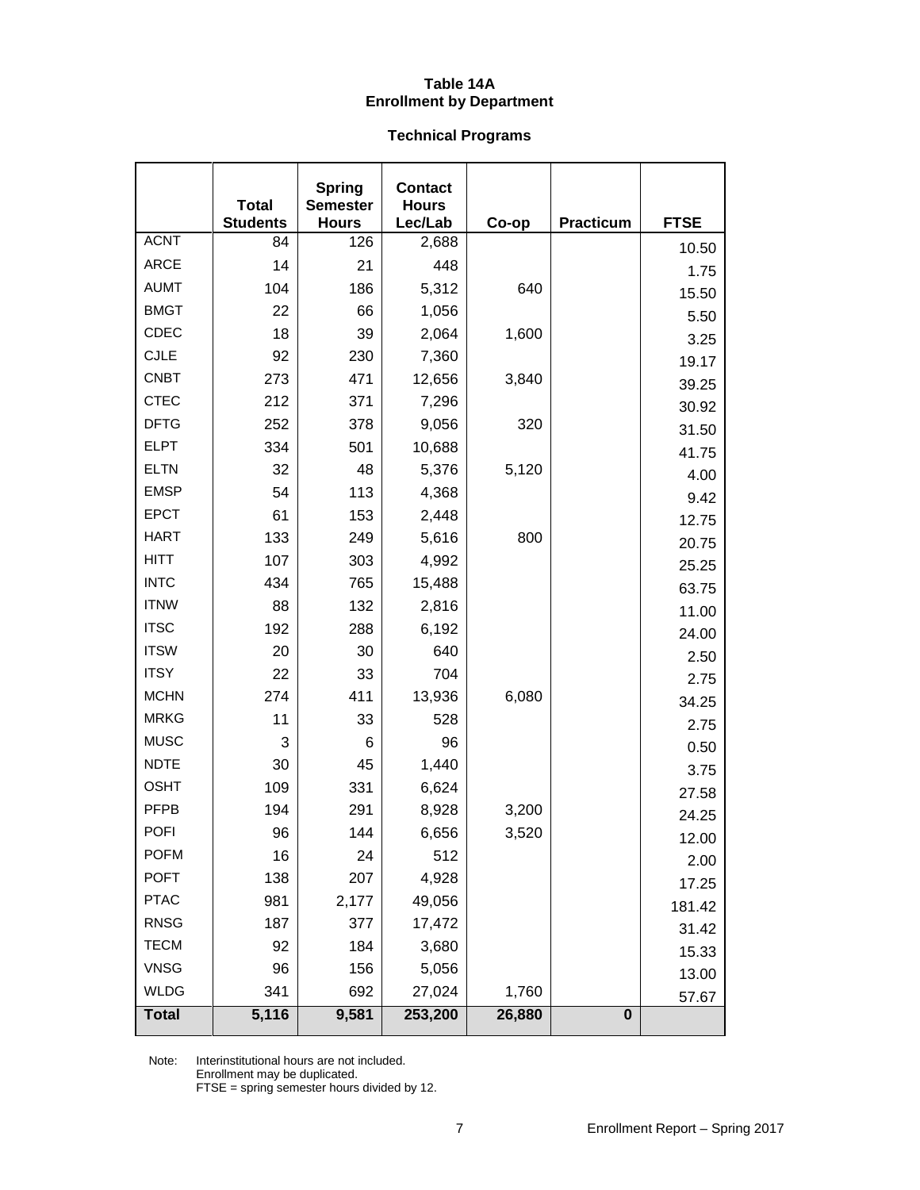**Table 14A**
**Enrollment by Department**

**Technical Programs**

| | Total Students | Spring Semester Hours | Contact Hours Lec/Lab | Co-op | Practicum | FTSE |
|---|---|---|---|---|---|---|
| ACNT | 84 | 126 | 2,688 | | | 10.50 |
| ARCE | 14 | 21 | 448 | | | 1.75 |
| AUMT | 104 | 186 | 5,312 | 640 | | 15.50 |
| BMGT | 22 | 66 | 1,056 | | | 5.50 |
| CDEC | 18 | 39 | 2,064 | 1,600 | | 3.25 |
| CJLE | 92 | 230 | 7,360 | | | 19.17 |
| CNBT | 273 | 471 | 12,656 | 3,840 | | 39.25 |
| CTEC | 212 | 371 | 7,296 | | | 30.92 |
| DFTG | 252 | 378 | 9,056 | 320 | | 31.50 |
| ELPT | 334 | 501 | 10,688 | | | 41.75 |
| ELTN | 32 | 48 | 5,376 | 5,120 | | 4.00 |
| EMSP | 54 | 113 | 4,368 | | | 9.42 |
| EPCT | 61 | 153 | 2,448 | | | 12.75 |
| HART | 133 | 249 | 5,616 | 800 | | 20.75 |
| HITT | 107 | 303 | 4,992 | | | 25.25 |
| INTC | 434 | 765 | 15,488 | | | 63.75 |
| ITNW | 88 | 132 | 2,816 | | | 11.00 |
| ITSC | 192 | 288 | 6,192 | | | 24.00 |
| ITSW | 20 | 30 | 640 | | | 2.50 |
| ITSY | 22 | 33 | 704 | | | 2.75 |
| MCHN | 274 | 411 | 13,936 | 6,080 | | 34.25 |
| MRKG | 11 | 33 | 528 | | | 2.75 |
| MUSC | 3 | 6 | 96 | | | 0.50 |
| NDTE | 30 | 45 | 1,440 | | | 3.75 |
| OSHT | 109 | 331 | 6,624 | | | 27.58 |
| PFPB | 194 | 291 | 8,928 | 3,200 | | 24.25 |
| POFI | 96 | 144 | 6,656 | 3,520 | | 12.00 |
| POFM | 16 | 24 | 512 | | | 2.00 |
| POFT | 138 | 207 | 4,928 | | | 17.25 |
| PTAC | 981 | 2,177 | 49,056 | | | 181.42 |
| RNSG | 187 | 377 | 17,472 | | | 31.42 |
| TECM | 92 | 184 | 3,680 | | | 15.33 |
| VNSG | 96 | 156 | 5,056 | | | 13.00 |
| WLDG | 341 | 692 | 27,024 | 1,760 | | 57.67 |
| **Total** | **5,116** | **9,581** | **253,200** | **26,880** | **0** | |

Note: Interinstitutional hours are not included.
Enrollment may be duplicated.
FTSE = spring semester hours divided by 12.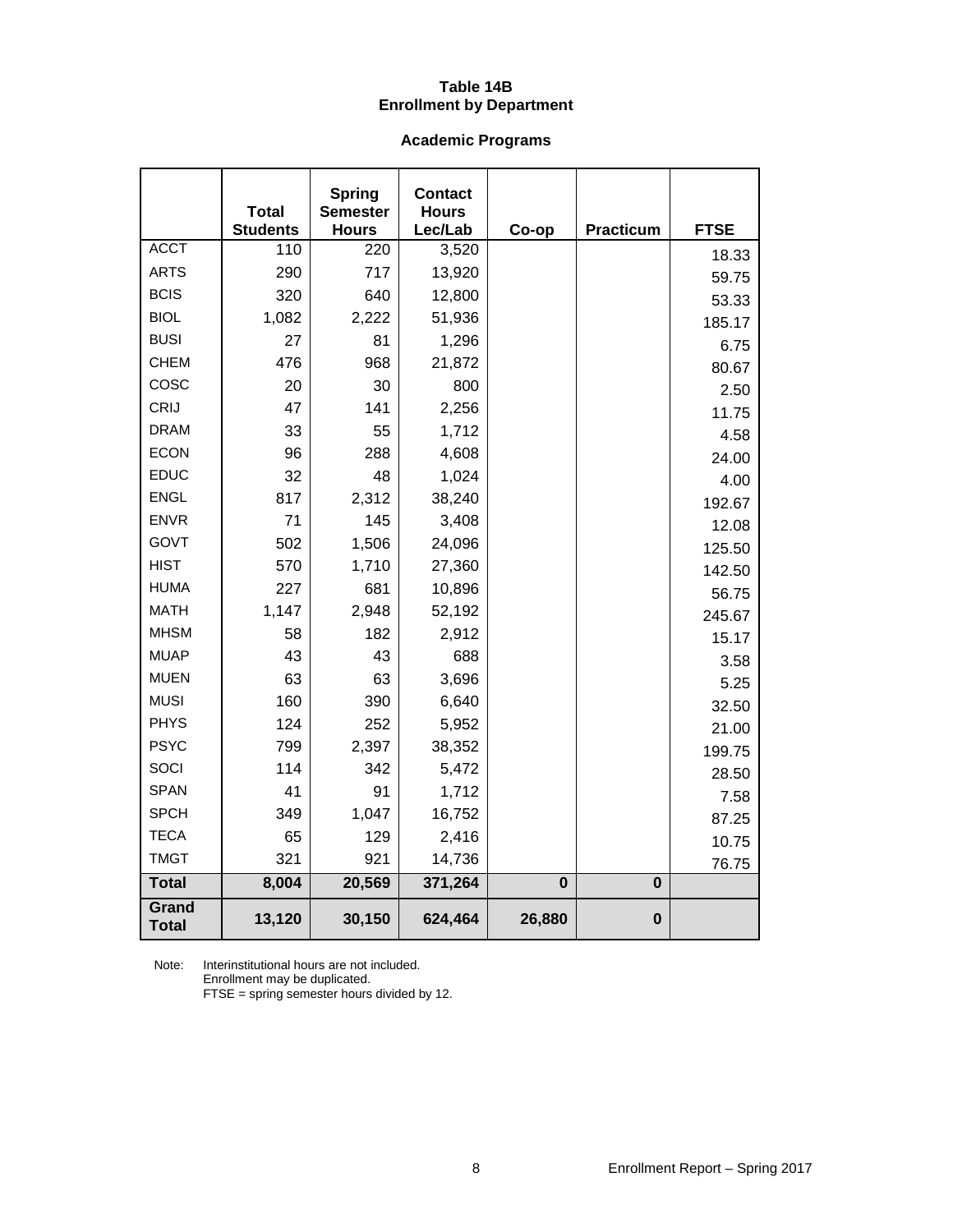# Table 14B
## Enrollment by Department

### Academic Programs

| | Total Students | Spring Semester Hours | Contact Hours Lec/Lab | Co-op | Practicum | FTSE |
|---|---|---|---|---|---|---|
| ACCT | 110 | 220 | 3,520 | | | 18.33 |
| ARTS | 290 | 717 | 13,920 | | | 59.75 |
| BCIS | 320 | 640 | 12,800 | | | 53.33 |
| BIOL | 1,082 | 2,222 | 51,936 | | | 185.17 |
| BUSI | 27 | 81 | 1,296 | | | 6.75 |
| CHEM | 476 | 968 | 21,872 | | | 80.67 |
| COSC | 20 | 30 | 800 | | | 2.50 |
| CRIJ | 47 | 141 | 2,256 | | | 11.75 |
| DRAM | 33 | 55 | 1,712 | | | 4.58 |
| ECON | 96 | 288 | 4,608 | | | 24.00 |
| EDUC | 32 | 48 | 1,024 | | | 4.00 |
| ENGL | 817 | 2,312 | 38,240 | | | 192.67 |
| ENVR | 71 | 145 | 3,408 | | | 12.08 |
| GOVT | 502 | 1,506 | 24,096 | | | 125.50 |
| HIST | 570 | 1,710 | 27,360 | | | 142.50 |
| HUMA | 227 | 681 | 10,896 | | | 56.75 |
| MATH | 1,147 | 2,948 | 52,192 | | | 245.67 |
| MHSM | 58 | 182 | 2,912 | | | 15.17 |
| MUAP | 43 | 43 | 688 | | | 3.58 |
| MUEN | 63 | 63 | 3,696 | | | 5.25 |
| MUSI | 160 | 390 | 6,640 | | | 32.50 |
| PHYS | 124 | 252 | 5,952 | | | 21.00 |
| PSYC | 799 | 2,397 | 38,352 | | | 199.75 |
| SOCI | 114 | 342 | 5,472 | | | 28.50 |
| SPAN | 41 | 91 | 1,712 | | | 7.58 |
| SPCH | 349 | 1,047 | 16,752 | | | 87.25 |
| TECA | 65 | 129 | 2,416 | | | 10.75 |
| TMGT | 321 | 921 | 14,736 | | | 76.75 |
| **Total** | **8,004** | **20,569** | **371,264** | **0** | **0** | |
| **Grand Total** | **13,120** | **30,150** | **624,464** | **26,880** | **0** | |

Note: Interinstitutional hours are not included.
Enrollment may be duplicated.
FTSE = spring semester hours divided by 12.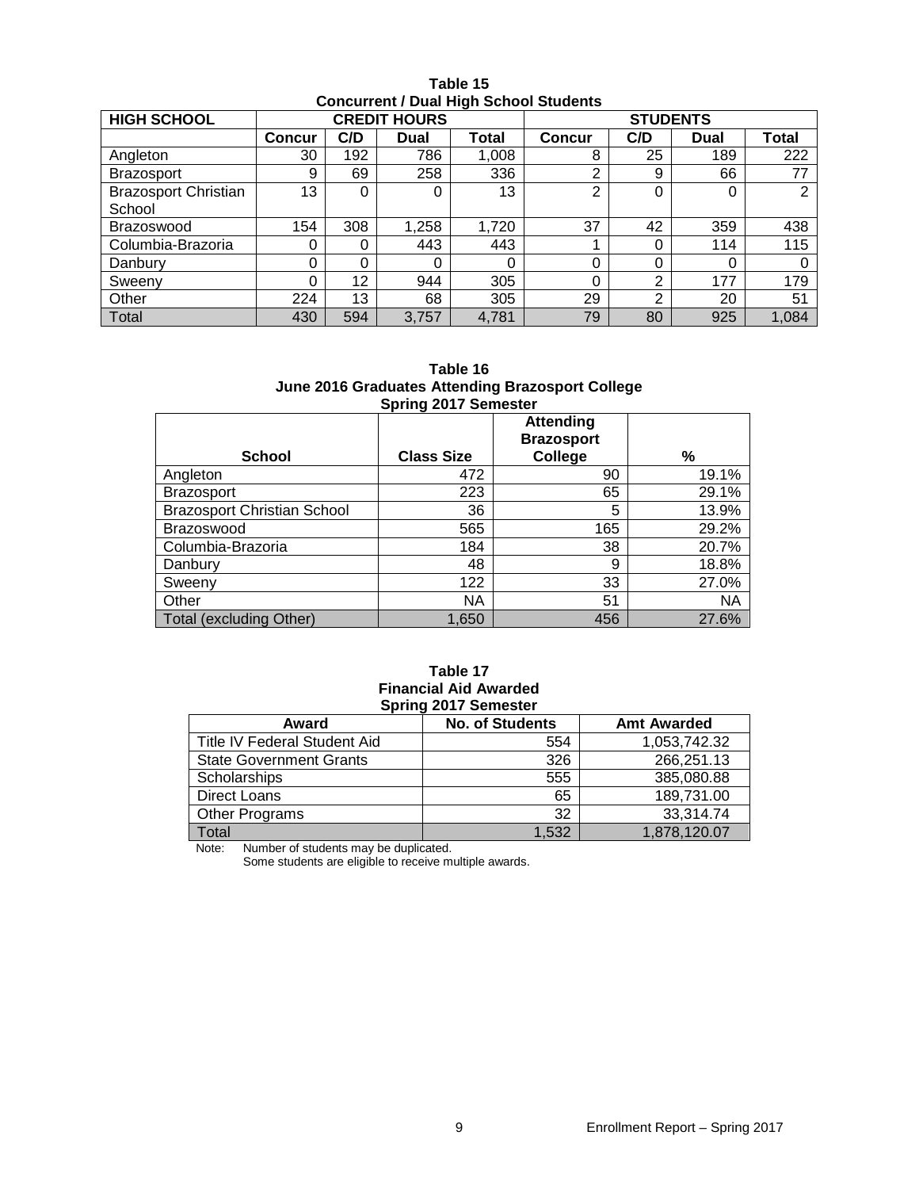**Table 15**
**Concurrent / Dual High School Students**

| HIGH SCHOOL | CREDIT HOURS | | | | STUDENTS | | | |
|---|---|---|---|---|---|---|---|---|
| | Concur | C/D | Dual | Total | Concur | C/D | Dual | Total |
| Angleton | 30 | 192 | 786 | 1,008 | 8 | 25 | 189 | 222 |
| Brazosport | 9 | 69 | 258 | 336 | 2 | 9 | 66 | 77 |
| Brazosport Christian School | 13 | 0 | 0 | 13 | 2 | 0 | 0 | 2 |
| Brazoswood | 154 | 308 | 1,258 | 1,720 | 37 | 42 | 359 | 438 |
| Columbia-Brazoria | 0 | 0 | 443 | 443 | 1 | 0 | 114 | 115 |
| Danbury | 0 | 0 | 0 | 0 | 0 | 0 | 0 | 0 |
| Sweeny | 0 | 12 | 944 | 305 | 0 | 2 | 177 | 179 |
| Other | 224 | 13 | 68 | 305 | 29 | 2 | 20 | 51 |
| Total | 430 | 594 | 3,757 | 4,781 | 79 | 80 | 925 | 1,084 |

**Table 16**
**June 2016 Graduates Attending Brazosport College**
**Spring 2017 Semester**

| School | Class Size | Attending Brazosport College | % |
|---|---|---|---|
| Angleton | 472 | 90 | 19.1% |
| Brazosport | 223 | 65 | 29.1% |
| Brazosport Christian School | 36 | 5 | 13.9% |
| Brazoswood | 565 | 165 | 29.2% |
| Columbia-Brazoria | 184 | 38 | 20.7% |
| Danbury | 48 | 9 | 18.8% |
| Sweeny | 122 | 33 | 27.0% |
| Other | NA | 51 | NA |
| Total (excluding Other) | 1,650 | 456 | 27.6% |

**Table 17**
**Financial Aid Awarded**
**Spring 2017 Semester**

| Award | No. of Students | Amt Awarded |
|---|---|---|
| Title IV Federal Student Aid | 554 | 1,053,742.32 |
| State Government Grants | 326 | 266,251.13 |
| Scholarships | 555 | 385,080.88 |
| Direct Loans | 65 | 189,731.00 |
| Other Programs | 32 | 33,314.74 |
| Total | 1,532 | 1,878,120.07 |

Note: Number of students may be duplicated.
Some students are eligible to receive multiple awards.